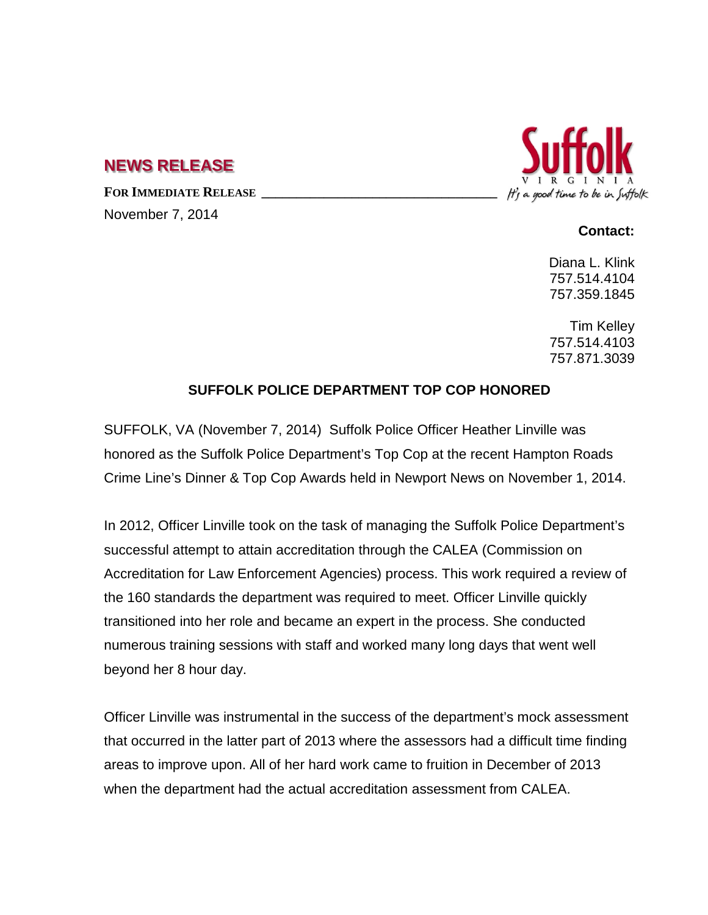## NEWS RELEASE

**FOR IMMEDIATE RELEASE**

November 7, 2014

Suffolk
VIRGINIA
It's a good time to be in Suffolk

**Contact:**

Diana L. Klink
757.514.4104
757.359.1845

Tim Kelley
757.514.4103
757.871.3039

### SUFFOLK POLICE DEPARTMENT TOP COP HONORED

SUFFOLK, VA (November 7, 2014) Suffolk Police Officer Heather Linville was honored as the Suffolk Police Department's Top Cop at the recent Hampton Roads Crime Line's Dinner & Top Cop Awards held in Newport News on November 1, 2014.

In 2012, Officer Linville took on the task of managing the Suffolk Police Department's successful attempt to attain accreditation through the CALEA (Commission on Accreditation for Law Enforcement Agencies) process. This work required a review of the 160 standards the department was required to meet. Officer Linville quickly transitioned into her role and became an expert in the process. She conducted numerous training sessions with staff and worked many long days that went well beyond her 8 hour day.

Officer Linville was instrumental in the success of the department's mock assessment that occurred in the latter part of 2013 where the assessors had a difficult time finding areas to improve upon. All of her hard work came to fruition in December of 2013 when the department had the actual accreditation assessment from CALEA.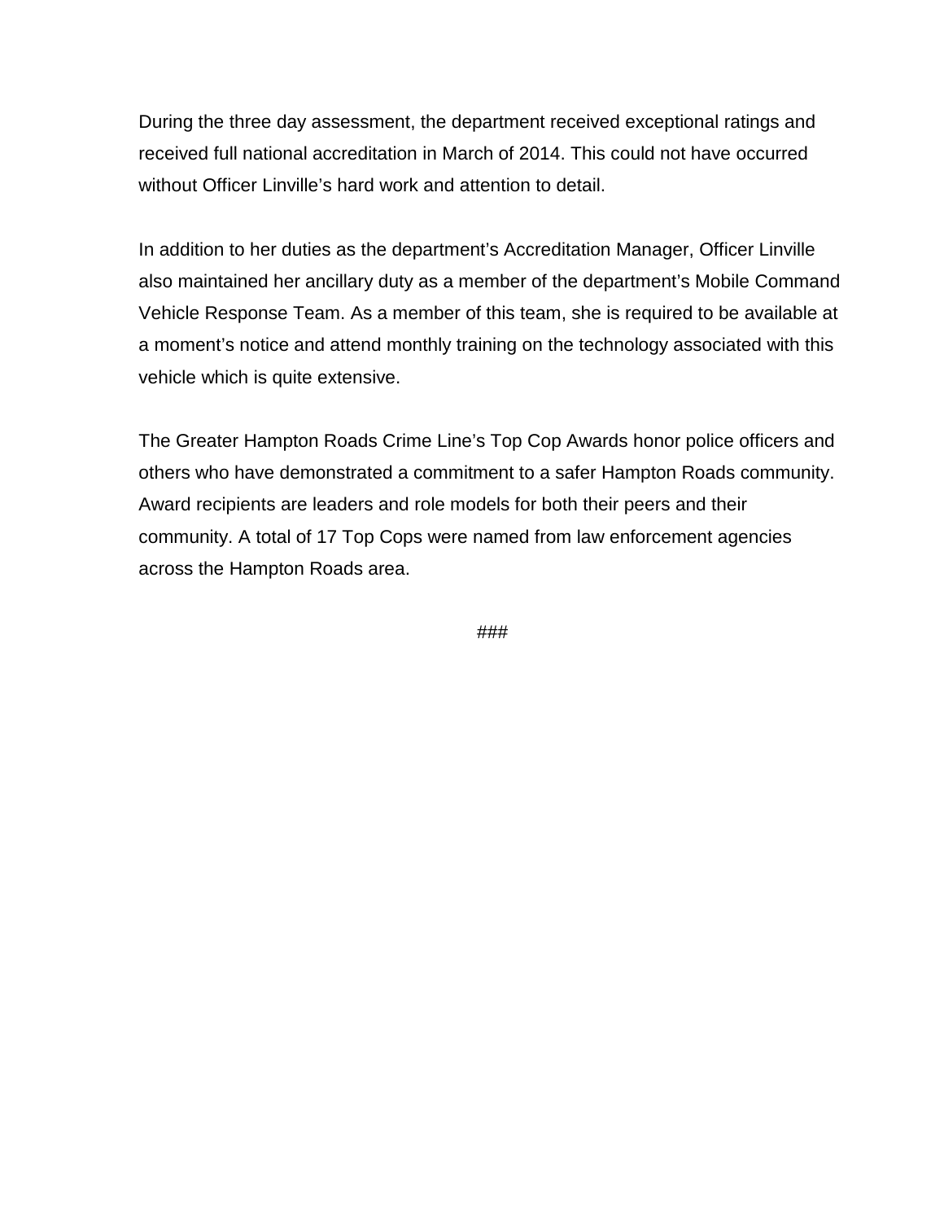During the three day assessment, the department received exceptional ratings and received full national accreditation in March of 2014. This could not have occurred without Officer Linville's hard work and attention to detail.

In addition to her duties as the department's Accreditation Manager, Officer Linville also maintained her ancillary duty as a member of the department's Mobile Command Vehicle Response Team. As a member of this team, she is required to be available at a moment's notice and attend monthly training on the technology associated with this vehicle which is quite extensive.

The Greater Hampton Roads Crime Line's Top Cop Awards honor police officers and others who have demonstrated a commitment to a safer Hampton Roads community. Award recipients are leaders and role models for both their peers and their community. A total of 17 Top Cops were named from law enforcement agencies across the Hampton Roads area.

###